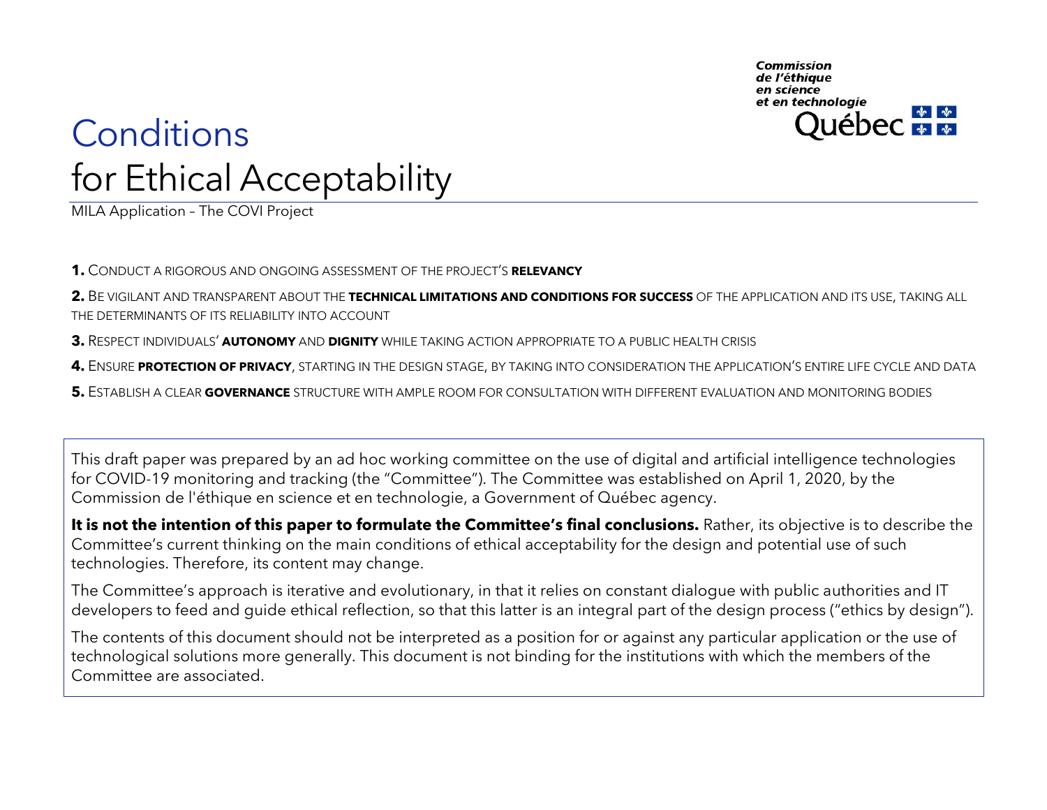Commission de l'éthique en science et en technologie
Québec

# Conditions for Ethical Acceptability

MILA Application – The COVI Project

**1.** CONDUCT A RIGOROUS AND ONGOING ASSESSMENT OF THE PROJECT'S **RELEVANCY**

**2.** BE VIGILANT AND TRANSPARENT ABOUT THE **TECHNICAL LIMITATIONS AND CONDITIONS FOR SUCCESS** OF THE APPLICATION AND ITS USE, TAKING ALL THE DETERMINANTS OF ITS RELIABILITY INTO ACCOUNT

**3.** RESPECT INDIVIDUALS' **AUTONOMY** AND **DIGNITY** WHILE TAKING ACTION APPROPRIATE TO A PUBLIC HEALTH CRISIS

**4.** ENSURE **PROTECTION OF PRIVACY**, STARTING IN THE DESIGN STAGE, BY TAKING INTO CONSIDERATION THE APPLICATION'S ENTIRE LIFE CYCLE AND DATA

**5.** ESTABLISH A CLEAR **GOVERNANCE** STRUCTURE WITH AMPLE ROOM FOR CONSULTATION WITH DIFFERENT EVALUATION AND MONITORING BODIES

This draft paper was prepared by an ad hoc working committee on the use of digital and artificial intelligence technologies for COVID-19 monitoring and tracking (the "Committee"). The Committee was established on April 1, 2020, by the Commission de l'éthique en science et en technologie, a Government of Québec agency.

**It is not the intention of this paper to formulate the Committee's final conclusions.** Rather, its objective is to describe the Committee's current thinking on the main conditions of ethical acceptability for the design and potential use of such technologies. Therefore, its content may change.

The Committee's approach is iterative and evolutionary, in that it relies on constant dialogue with public authorities and IT developers to feed and guide ethical reflection, so that this latter is an integral part of the design process ("ethics by design").

The contents of this document should not be interpreted as a position for or against any particular application or the use of technological solutions more generally. This document is not binding for the institutions with which the members of the Committee are associated.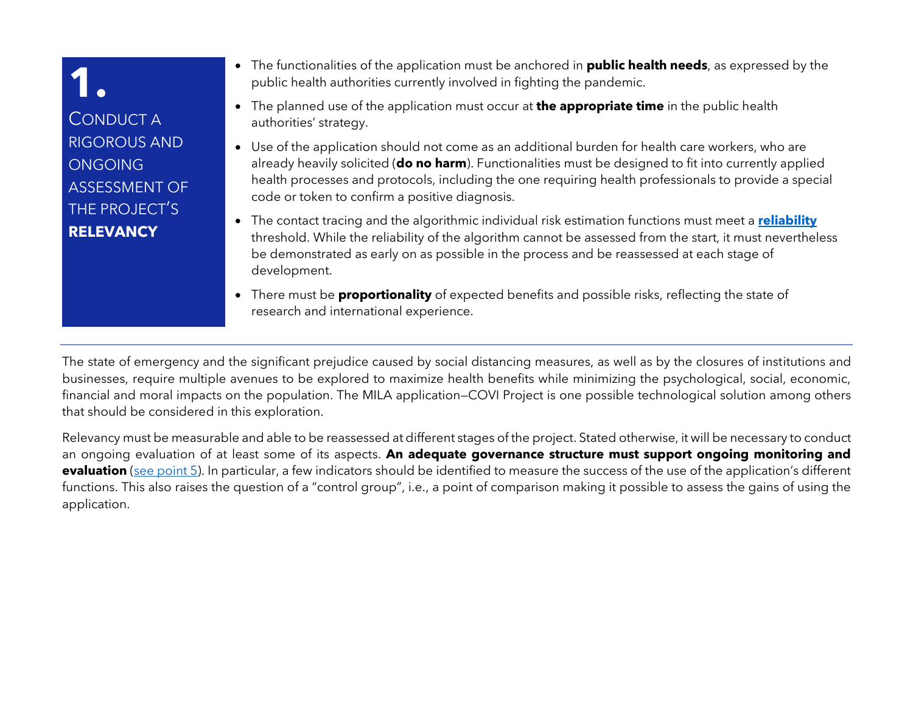## 1. Conduct a rigorous and ongoing assessment of the project's **relevancy**

- The functionalities of the application must be anchored in **public health needs**, as expressed by the public health authorities currently involved in fighting the pandemic.
- The planned use of the application must occur at **the appropriate time** in the public health authorities' strategy.
- Use of the application should not come as an additional burden for health care workers, who are already heavily solicited (**do no harm**). Functionalities must be designed to fit into currently applied health processes and protocols, including the one requiring health professionals to provide a special code or token to confirm a positive diagnosis.
- The contact tracing and the algorithmic individual risk estimation functions must meet a **reliability** threshold. While the reliability of the algorithm cannot be assessed from the start, it must nevertheless be demonstrated as early on as possible in the process and be reassessed at each stage of development.
- There must be **proportionality** of expected benefits and possible risks, reflecting the state of research and international experience.

---

The state of emergency and the significant prejudice caused by social distancing measures, as well as by the closures of institutions and businesses, require multiple avenues to be explored to maximize health benefits while minimizing the psychological, social, economic, financial and moral impacts on the population. The MILA application—COVI Project is one possible technological solution among others that should be considered in this exploration.

Relevancy must be measurable and able to be reassessed at different stages of the project. Stated otherwise, it will be necessary to conduct an ongoing evaluation of at least some of its aspects. **An adequate governance structure must support ongoing monitoring and evaluation** (see point 5). In particular, a few indicators should be identified to measure the success of the use of the application's different functions. This also raises the question of a "control group", i.e., a point of comparison making it possible to assess the gains of using the application.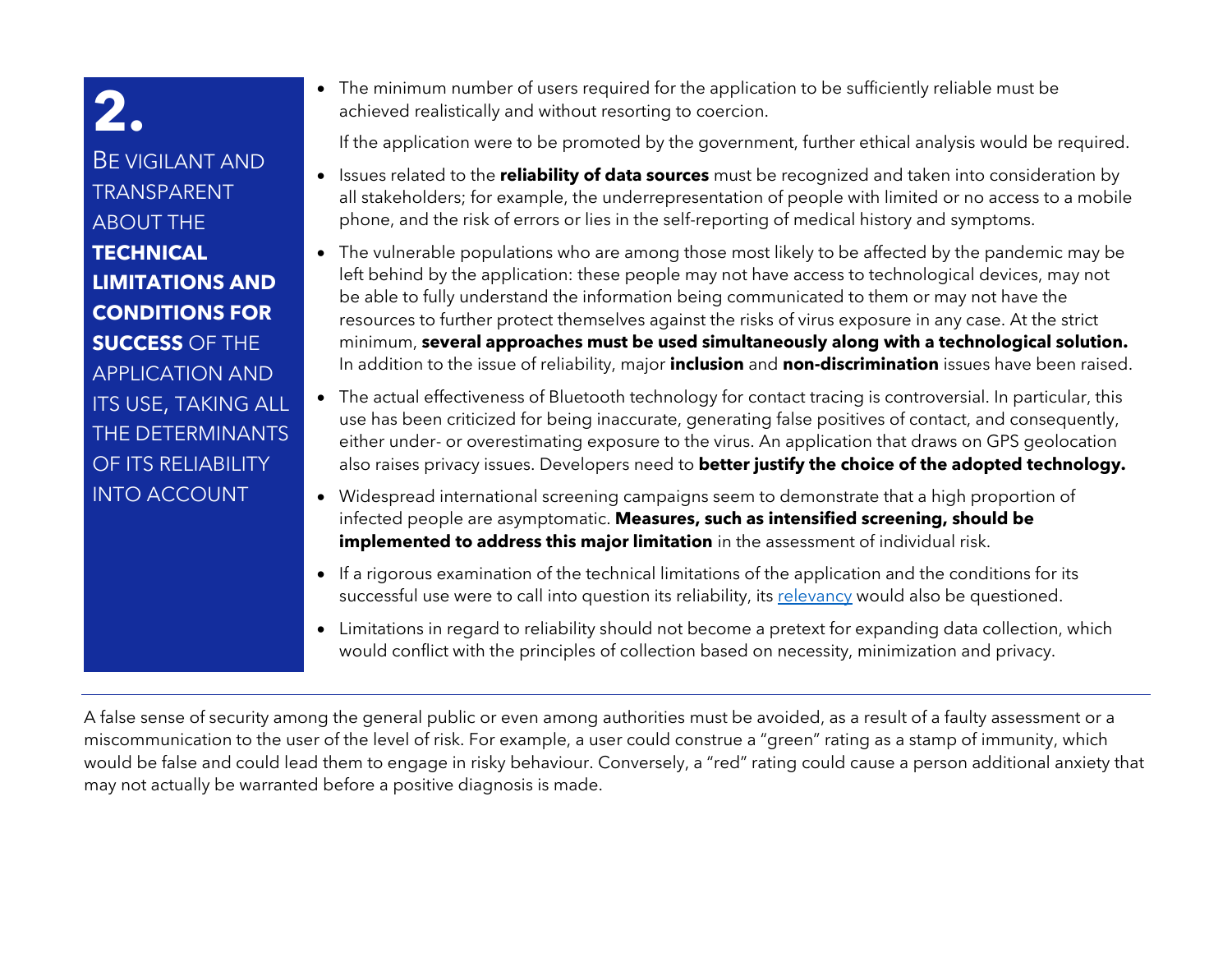## 2. Be vigilant and transparent about the **technical limitations and conditions for success** of the application and its use, taking all the determinants of its reliability into account

- The minimum number of users required for the application to be sufficiently reliable must be achieved realistically and without resorting to coercion.

  If the application were to be promoted by the government, further ethical analysis would be required.

- Issues related to the **reliability of data sources** must be recognized and taken into consideration by all stakeholders; for example, the underrepresentation of people with limited or no access to a mobile phone, and the risk of errors or lies in the self-reporting of medical history and symptoms.

- The vulnerable populations who are among those most likely to be affected by the pandemic may be left behind by the application: these people may not have access to technological devices, may not be able to fully understand the information being communicated to them or may not have the resources to further protect themselves against the risks of virus exposure in any case. At the strict minimum, **several approaches must be used simultaneously along with a technological solution.** In addition to the issue of reliability, major **inclusion** and **non-discrimination** issues have been raised.

- The actual effectiveness of Bluetooth technology for contact tracing is controversial. In particular, this use has been criticized for being inaccurate, generating false positives of contact, and consequently, either under- or overestimating exposure to the virus. An application that draws on GPS geolocation also raises privacy issues. Developers need to **better justify the choice of the adopted technology.**

- Widespread international screening campaigns seem to demonstrate that a high proportion of infected people are asymptomatic. **Measures, such as intensified screening, should be implemented to address this major limitation** in the assessment of individual risk.

- If a rigorous examination of the technical limitations of the application and the conditions for its successful use were to call into question its reliability, its relevancy would also be questioned.

- Limitations in regard to reliability should not become a pretext for expanding data collection, which would conflict with the principles of collection based on necessity, minimization and privacy.

---

A false sense of security among the general public or even among authorities must be avoided, as a result of a faulty assessment or a miscommunication to the user of the level of risk. For example, a user could construe a "green" rating as a stamp of immunity, which would be false and could lead them to engage in risky behaviour. Conversely, a "red" rating could cause a person additional anxiety that may not actually be warranted before a positive diagnosis is made.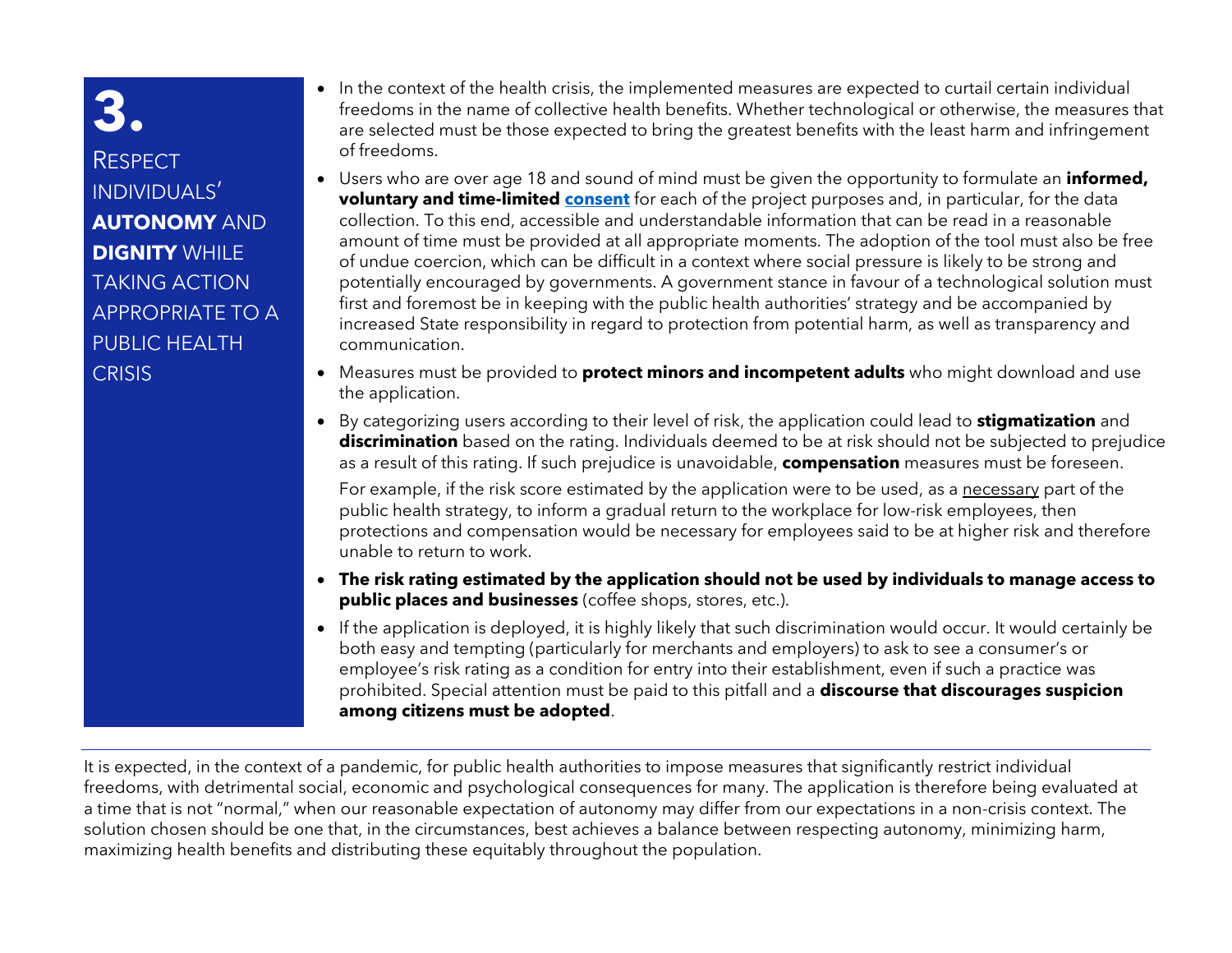## 3. Respect individuals' **autonomy** and **dignity** while taking action appropriate to a public health crisis

- In the context of the health crisis, the implemented measures are expected to curtail certain individual freedoms in the name of collective health benefits. Whether technological or otherwise, the measures that are selected must be those expected to bring the greatest benefits with the least harm and infringement of freedoms.
- Users who are over age 18 and sound of mind must be given the opportunity to formulate an **informed, voluntary and time-limited consent** for each of the project purposes and, in particular, for the data collection. To this end, accessible and understandable information that can be read in a reasonable amount of time must be provided at all appropriate moments. The adoption of the tool must also be free of undue coercion, which can be difficult in a context where social pressure is likely to be strong and potentially encouraged by governments. A government stance in favour of a technological solution must first and foremost be in keeping with the public health authorities' strategy and be accompanied by increased State responsibility in regard to protection from potential harm, as well as transparency and communication.
- Measures must be provided to **protect minors and incompetent adults** who might download and use the application.
- By categorizing users according to their level of risk, the application could lead to **stigmatization** and **discrimination** based on the rating. Individuals deemed to be at risk should not be subjected to prejudice as a result of this rating. If such prejudice is unavoidable, **compensation** measures must be foreseen.

  For example, if the risk score estimated by the application were to be used, as a necessary part of the public health strategy, to inform a gradual return to the workplace for low-risk employees, then protections and compensation would be necessary for employees said to be at higher risk and therefore unable to return to work.
- **The risk rating estimated by the application should not be used by individuals to manage access to public places and businesses** (coffee shops, stores, etc.).
- If the application is deployed, it is highly likely that such discrimination would occur. It would certainly be both easy and tempting (particularly for merchants and employers) to ask to see a consumer's or employee's risk rating as a condition for entry into their establishment, even if such a practice was prohibited. Special attention must be paid to this pitfall and a **discourse that discourages suspicion among citizens must be adopted**.

It is expected, in the context of a pandemic, for public health authorities to impose measures that significantly restrict individual freedoms, with detrimental social, economic and psychological consequences for many. The application is therefore being evaluated at a time that is not "normal," when our reasonable expectation of autonomy may differ from our expectations in a non-crisis context. The solution chosen should be one that, in the circumstances, best achieves a balance between respecting autonomy, minimizing harm, maximizing health benefits and distributing these equitably throughout the population.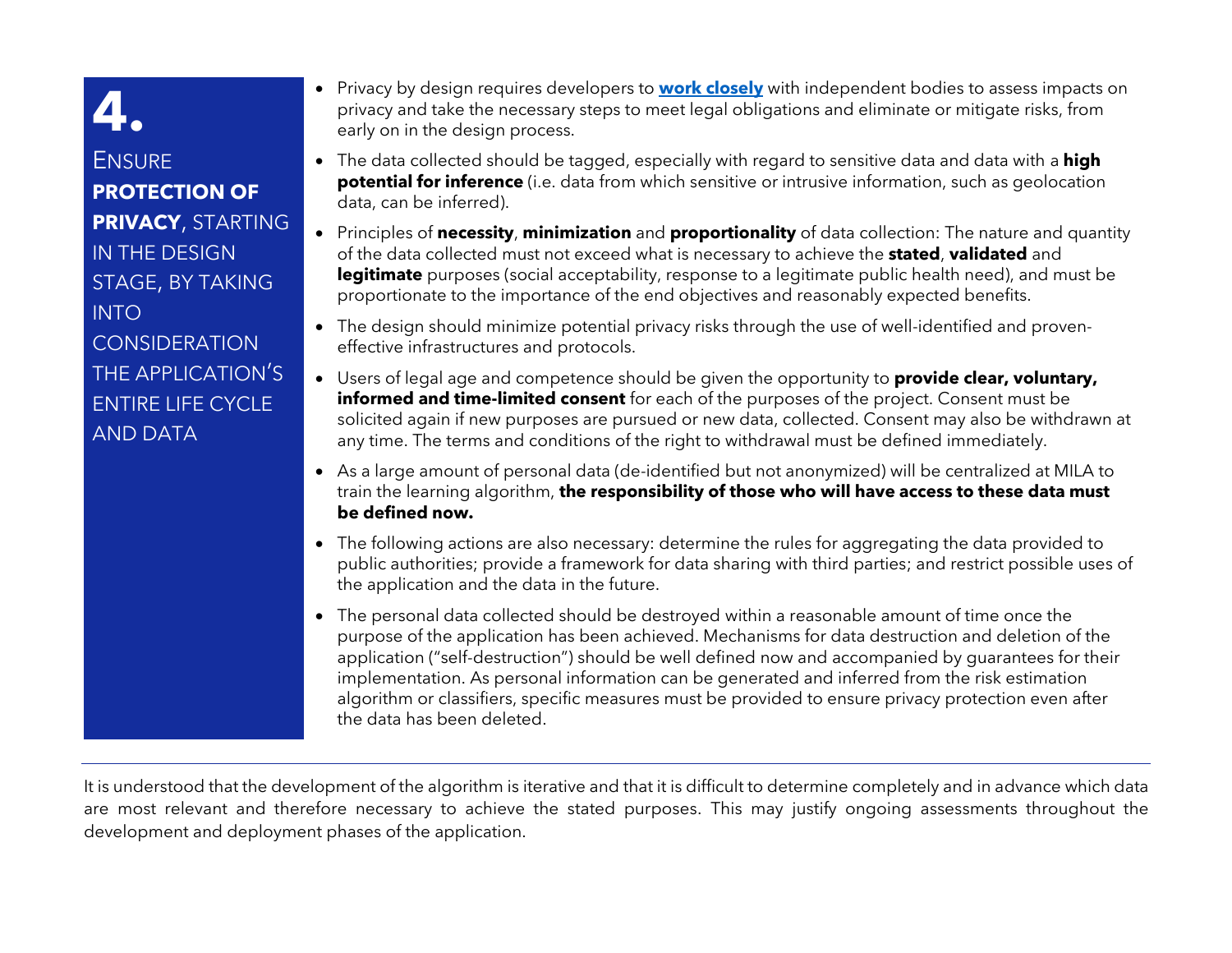## 4. Ensure **protection of privacy**, starting in the design stage, by taking into consideration the application's entire life cycle and data

- Privacy by design requires developers to **work closely** with independent bodies to assess impacts on privacy and take the necessary steps to meet legal obligations and eliminate or mitigate risks, from early on in the design process.
- The data collected should be tagged, especially with regard to sensitive data and data with a **high potential for inference** (i.e. data from which sensitive or intrusive information, such as geolocation data, can be inferred).
- Principles of **necessity**, **minimization** and **proportionality** of data collection: The nature and quantity of the data collected must not exceed what is necessary to achieve the **stated**, **validated** and **legitimate** purposes (social acceptability, response to a legitimate public health need), and must be proportionate to the importance of the end objectives and reasonably expected benefits.
- The design should minimize potential privacy risks through the use of well-identified and proven-effective infrastructures and protocols.
- Users of legal age and competence should be given the opportunity to **provide clear, voluntary, informed and time-limited consent** for each of the purposes of the project. Consent must be solicited again if new purposes are pursued or new data, collected. Consent may also be withdrawn at any time. The terms and conditions of the right to withdrawal must be defined immediately.
- As a large amount of personal data (de-identified but not anonymized) will be centralized at MILA to train the learning algorithm, **the responsibility of those who will have access to these data must be defined now.**
- The following actions are also necessary: determine the rules for aggregating the data provided to public authorities; provide a framework for data sharing with third parties; and restrict possible uses of the application and the data in the future.
- The personal data collected should be destroyed within a reasonable amount of time once the purpose of the application has been achieved. Mechanisms for data destruction and deletion of the application ("self-destruction") should be well defined now and accompanied by guarantees for their implementation. As personal information can be generated and inferred from the risk estimation algorithm or classifiers, specific measures must be provided to ensure privacy protection even after the data has been deleted.

---

It is understood that the development of the algorithm is iterative and that it is difficult to determine completely and in advance which data are most relevant and therefore necessary to achieve the stated purposes. This may justify ongoing assessments throughout the development and deployment phases of the application.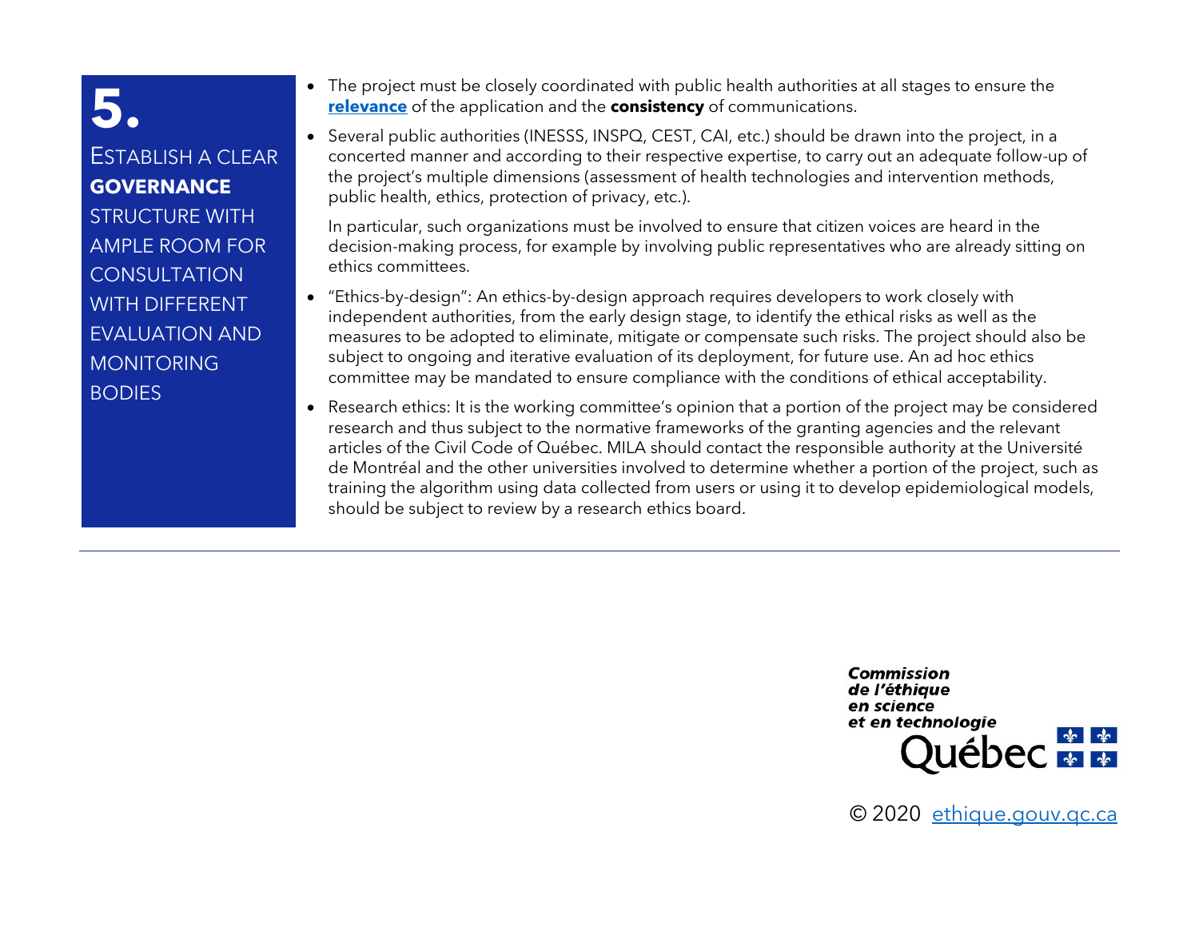## 5. Establish a clear **governance** structure with ample room for consultation with different evaluation and monitoring bodies

- The project must be closely coordinated with public health authorities at all stages to ensure the **relevance** of the application and the **consistency** of communications.
- Several public authorities (INESSS, INSPQ, CEST, CAI, etc.) should be drawn into the project, in a concerted manner and according to their respective expertise, to carry out an adequate follow-up of the project's multiple dimensions (assessment of health technologies and intervention methods, public health, ethics, protection of privacy, etc.).

  In particular, such organizations must be involved to ensure that citizen voices are heard in the decision-making process, for example by involving public representatives who are already sitting on ethics committees.
- "Ethics-by-design": An ethics-by-design approach requires developers to work closely with independent authorities, from the early design stage, to identify the ethical risks as well as the measures to be adopted to eliminate, mitigate or compensate such risks. The project should also be subject to ongoing and iterative evaluation of its deployment, for future use. An ad hoc ethics committee may be mandated to ensure compliance with the conditions of ethical acceptability.
- Research ethics: It is the working committee's opinion that a portion of the project may be considered research and thus subject to the normative frameworks of the granting agencies and the relevant articles of the Civil Code of Québec. MILA should contact the responsible authority at the Université de Montréal and the other universities involved to determine whether a portion of the project, such as training the algorithm using data collected from users or using it to develop epidemiological models, should be subject to review by a research ethics board.

---

Commission de l'éthique en science et en technologie
Québec

© 2020 ethique.gouv.qc.ca